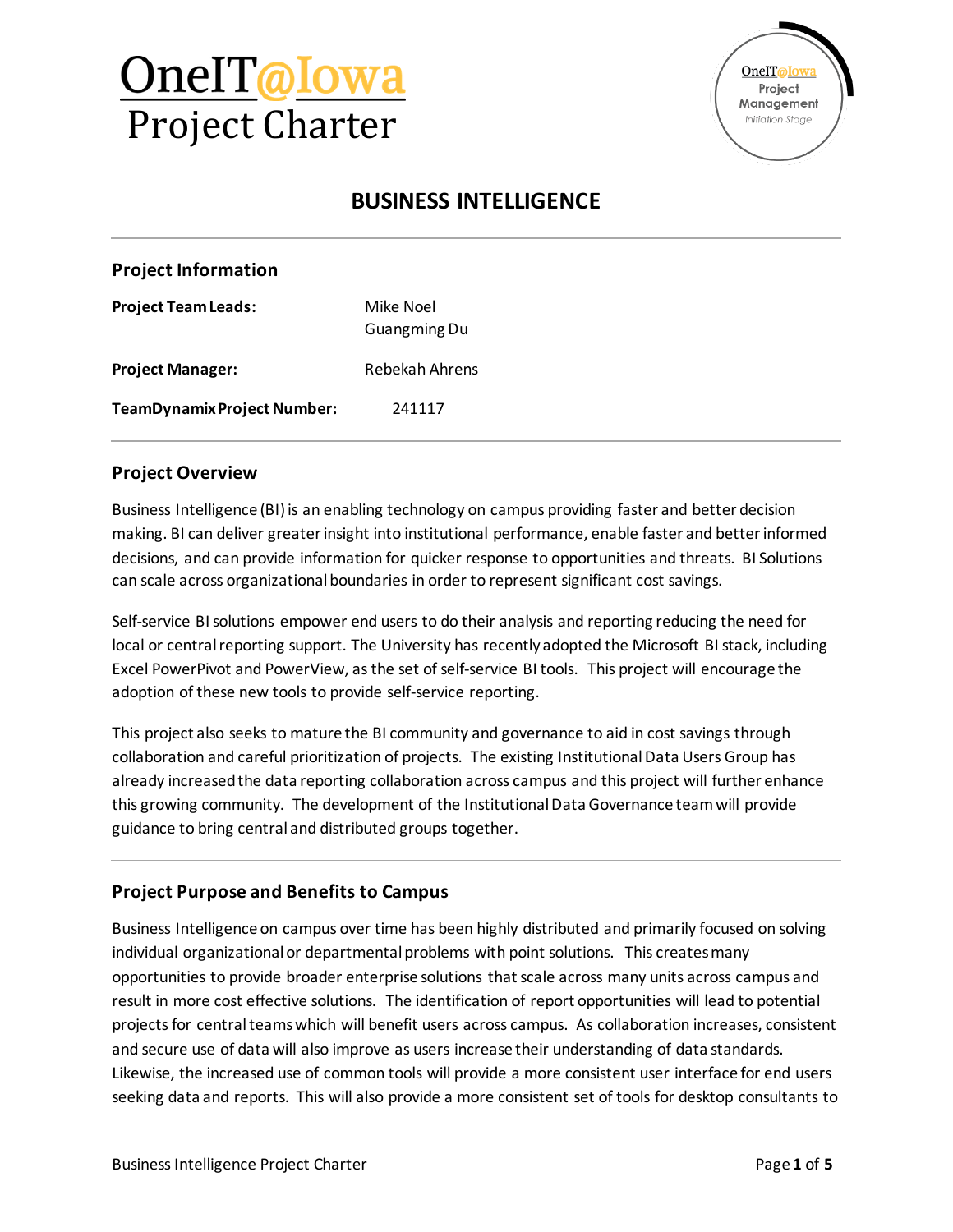# OneIT@Iowa Project Charter

## BUSINESS INTELLIGENCE

### Project Information

**Project Team Leads:** Mike Noel
Guangming Du

**Project Manager:** Rebekah Ahrens

**TeamDynamix Project Number:** 241117

### Project Overview

Business Intelligence (BI) is an enabling technology on campus providing faster and better decision making. BI can deliver greater insight into institutional performance, enable faster and better informed decisions, and can provide information for quicker response to opportunities and threats. BI Solutions can scale across organizational boundaries in order to represent significant cost savings.

Self-service BI solutions empower end users to do their analysis and reporting reducing the need for local or central reporting support. The University has recently adopted the Microsoft BI stack, including Excel PowerPivot and PowerView, as the set of self-service BI tools. This project will encourage the adoption of these new tools to provide self-service reporting.

This project also seeks to mature the BI community and governance to aid in cost savings through collaboration and careful prioritization of projects. The existing Institutional Data Users Group has already increased the data reporting collaboration across campus and this project will further enhance this growing community. The development of the Institutional Data Governance team will provide guidance to bring central and distributed groups together.

### Project Purpose and Benefits to Campus

Business Intelligence on campus over time has been highly distributed and primarily focused on solving individual organizational or departmental problems with point solutions. This creates many opportunities to provide broader enterprise solutions that scale across many units across campus and result in more cost effective solutions. The identification of report opportunities will lead to potential projects for central teams which will benefit users across campus. As collaboration increases, consistent and secure use of data will also improve as users increase their understanding of data standards. Likewise, the increased use of common tools will provide a more consistent user interface for end users seeking data and reports. This will also provide a more consistent set of tools for desktop consultants to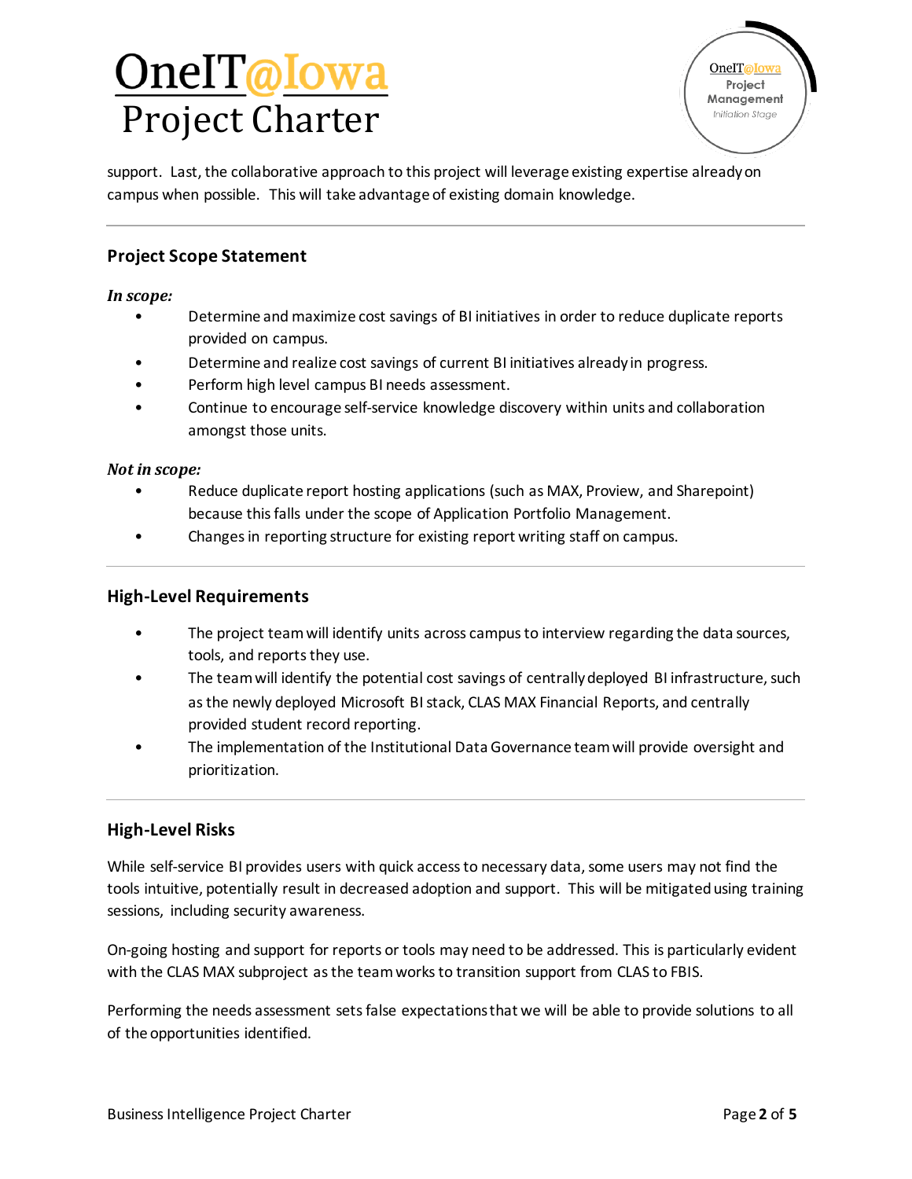support. Last, the collaborative approach to this project will leverage existing expertise already on campus when possible. This will take advantage of existing domain knowledge.

---

## Project Scope Statement

***In scope:***

- Determine and maximize cost savings of BI initiatives in order to reduce duplicate reports provided on campus.
- Determine and realize cost savings of current BI initiatives already in progress.
- Perform high level campus BI needs assessment.
- Continue to encourage self-service knowledge discovery within units and collaboration amongst those units.

***Not in scope:***

- Reduce duplicate report hosting applications (such as MAX, Proview, and Sharepoint) because this falls under the scope of Application Portfolio Management.
- Changes in reporting structure for existing report writing staff on campus.

---

## High-Level Requirements

- The project team will identify units across campus to interview regarding the data sources, tools, and reports they use.
- The team will identify the potential cost savings of centrally deployed BI infrastructure, such as the newly deployed Microsoft BI stack, CLAS MAX Financial Reports, and centrally provided student record reporting.
- The implementation of the Institutional Data Governance team will provide oversight and prioritization.

---

## High-Level Risks

While self-service BI provides users with quick access to necessary data, some users may not find the tools intuitive, potentially result in decreased adoption and support. This will be mitigated using training sessions, including security awareness.

On-going hosting and support for reports or tools may need to be addressed. This is particularly evident with the CLAS MAX subproject as the team works to transition support from CLAS to FBIS.

Performing the needs assessment sets false expectations that we will be able to provide solutions to all of the opportunities identified.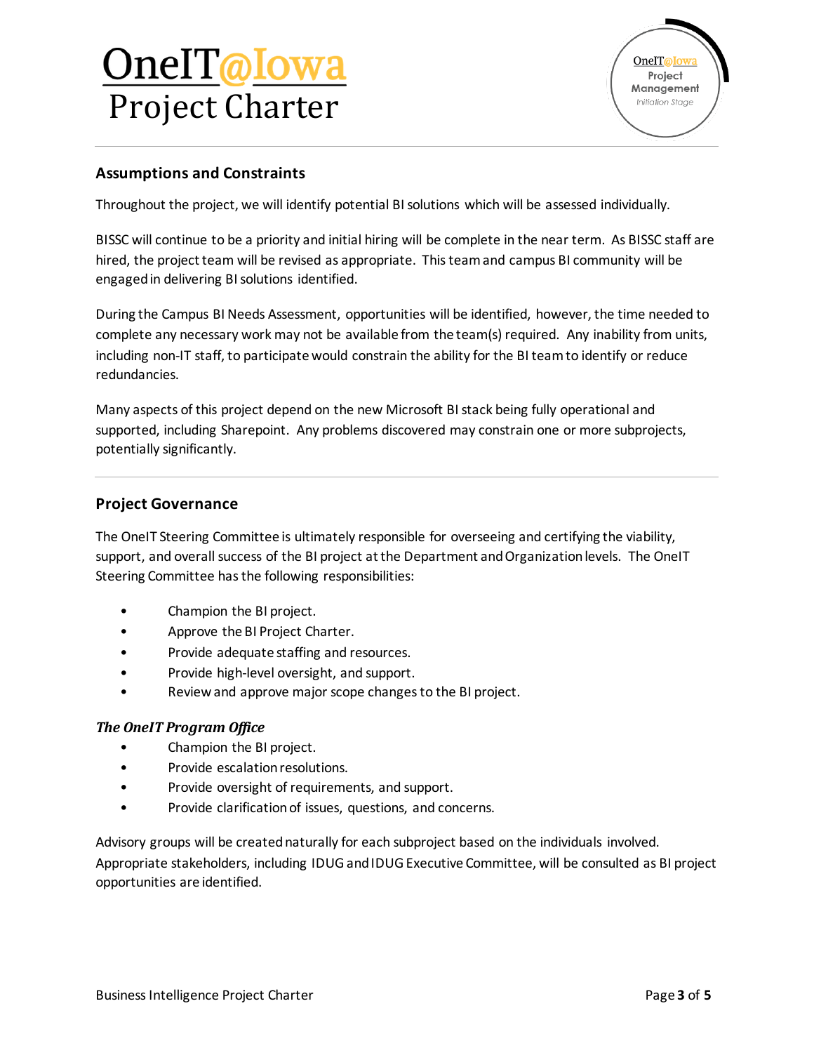## Assumptions and Constraints

Throughout the project, we will identify potential BI solutions which will be assessed individually.

BISSC will continue to be a priority and initial hiring will be complete in the near term. As BISSC staff are hired, the project team will be revised as appropriate. This team and campus BI community will be engaged in delivering BI solutions identified.

During the Campus BI Needs Assessment, opportunities will be identified, however, the time needed to complete any necessary work may not be available from the team(s) required. Any inability from units, including non-IT staff, to participate would constrain the ability for the BI team to identify or reduce redundancies.

Many aspects of this project depend on the new Microsoft BI stack being fully operational and supported, including Sharepoint. Any problems discovered may constrain one or more subprojects, potentially significantly.

## Project Governance

The OneIT Steering Committee is ultimately responsible for overseeing and certifying the viability, support, and overall success of the BI project at the Department and Organization levels. The OneIT Steering Committee has the following responsibilities:

- Champion the BI project.
- Approve the BI Project Charter.
- Provide adequate staffing and resources.
- Provide high-level oversight, and support.
- Review and approve major scope changes to the BI project.

### *The OneIT Program Office*

- Champion the BI project.
- Provide escalation resolutions.
- Provide oversight of requirements, and support.
- Provide clarification of issues, questions, and concerns.

Advisory groups will be created naturally for each subproject based on the individuals involved. Appropriate stakeholders, including IDUG and IDUG Executive Committee, will be consulted as BI project opportunities are identified.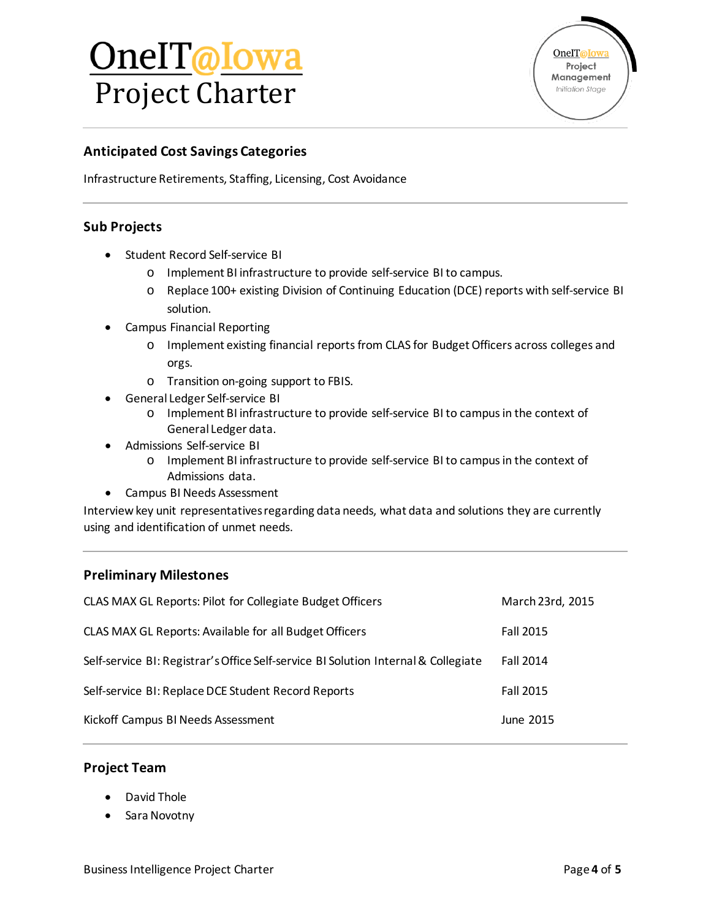# OneIT@Iowa Project Charter

## Anticipated Cost Savings Categories

Infrastructure Retirements, Staffing, Licensing, Cost Avoidance

## Sub Projects

- Student Record Self-service BI
    - Implement BI infrastructure to provide self-service BI to campus.
    - Replace 100+ existing Division of Continuing Education (DCE) reports with self-service BI solution.
- Campus Financial Reporting
    - Implement existing financial reports from CLAS for Budget Officers across colleges and orgs.
    - Transition on-going support to FBIS.
- General Ledger Self-service BI
    - Implement BI infrastructure to provide self-service BI to campus in the context of General Ledger data.
- Admissions Self-service BI
    - Implement BI infrastructure to provide self-service BI to campus in the context of Admissions data.
- Campus BI Needs Assessment

Interview key unit representatives regarding data needs, what data and solutions they are currently using and identification of unmet needs.

## Preliminary Milestones

| Milestone | Date |
|---|---|
| CLAS MAX GL Reports: Pilot for Collegiate Budget Officers | March 23rd, 2015 |
| CLAS MAX GL Reports: Available for all Budget Officers | Fall 2015 |
| Self-service BI: Registrar's Office Self-service BI Solution Internal & Collegiate | Fall 2014 |
| Self-service BI: Replace DCE Student Record Reports | Fall 2015 |
| Kickoff Campus BI Needs Assessment | June 2015 |

## Project Team

- David Thole
- Sara Novotny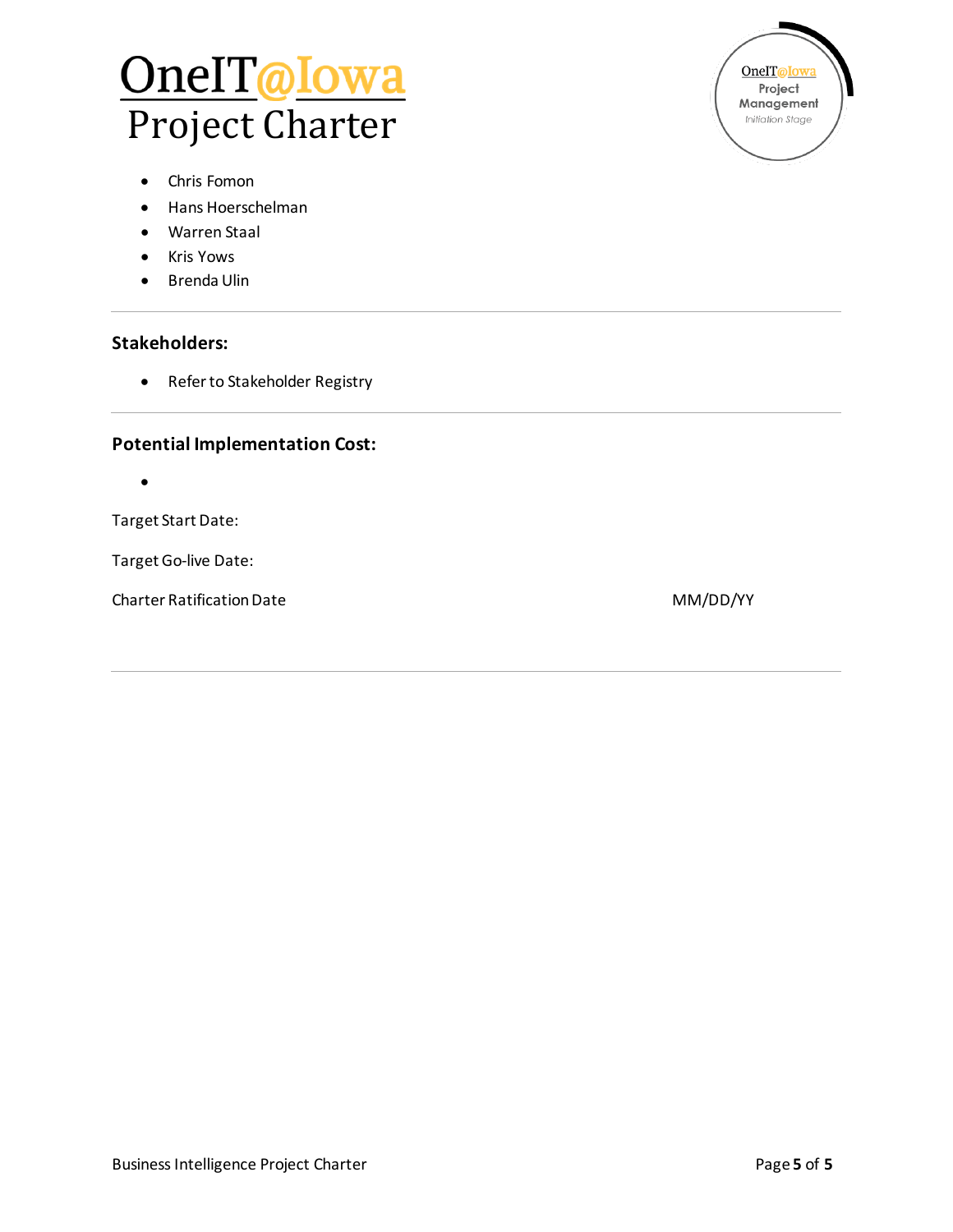- Chris Fomon
- Hans Hoerschelman
- Warren Staal
- Kris Yows
- Brenda Ulin

---

### Stakeholders:

- Refer to Stakeholder Registry

---

### Potential Implementation Cost:

- 

Target Start Date:

Target Go-live Date:

Charter Ratification Date MM/DD/YY

---